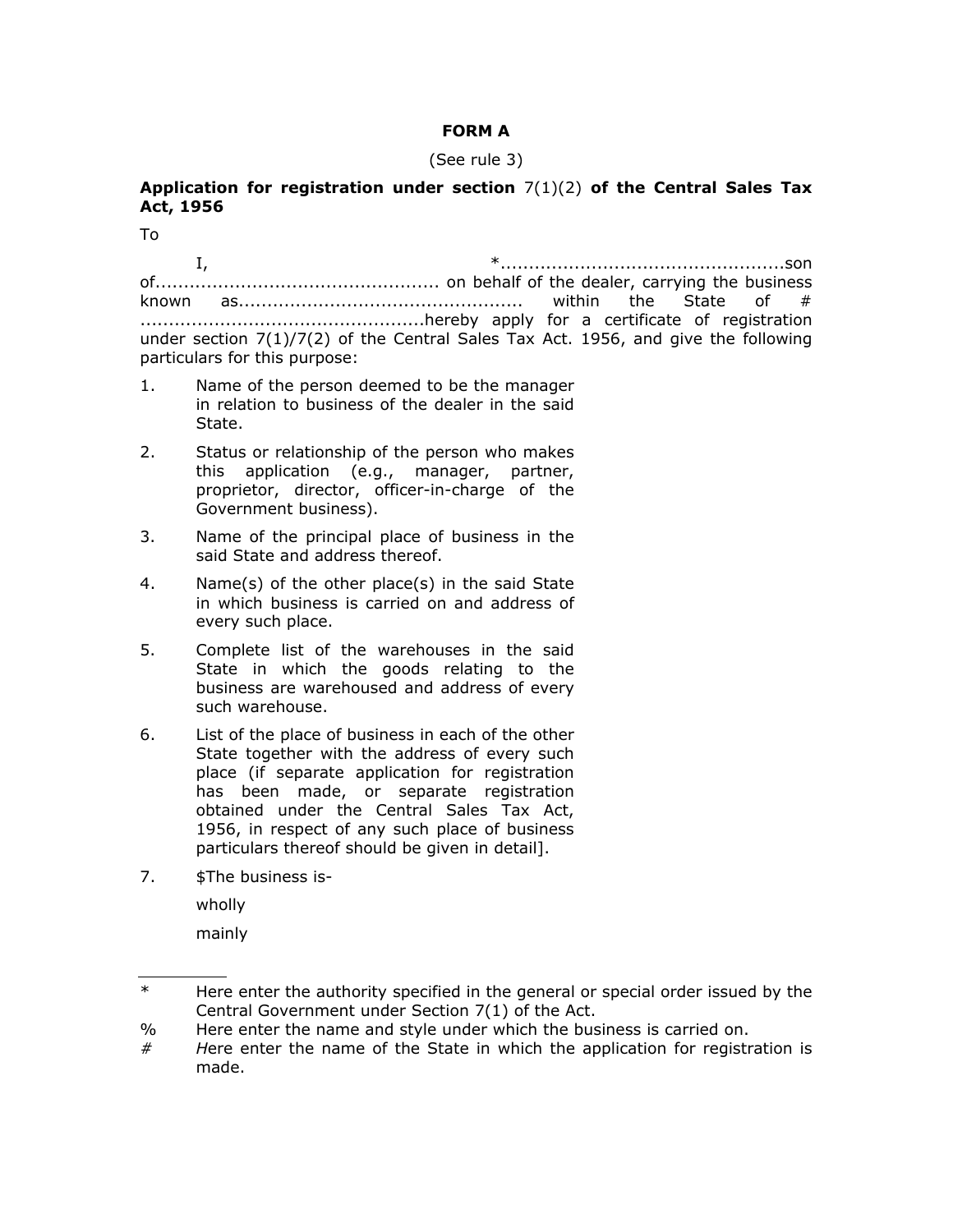**FORM A**

(See rule 3)

**Application for registration under section** 7(1)(2) **of the Central Sales Tax Act, 1956**

To

I, *................................................son of................................................ on behalf of the dealer, carrying the business known as................................................ within the State of # ................................................hereby apply for a certificate of registration under section 7(1)/7(2) of the Central Sales Tax Act. 1956, and give the following particulars for this purpose:

1. Name of the person deemed to be the manager in relation to business of the dealer in the said State.
2. Status or relationship of the person who makes this application (e.g., manager, partner, proprietor, director, officer-in-charge of the Government business).
3. Name of the principal place of business in the said State and address thereof.
4. Name(s) of the other place(s) in the said State in which business is carried on and address of every such place.
5. Complete list of the warehouses in the said State in which the goods relating to the business are warehoused and address of every such warehouse.
6. List of the place of business in each of the other State together with the address of every such place (if separate application for registration has been made, or separate registration obtained under the Central Sales Tax Act, 1956, in respect of any such place of business particulars thereof should be given in detail].
7. $The business is-

   wholly

   mainly

---

* Here enter the authority specified in the general or special order issued by the Central Government under Section 7(1) of the Act.

% Here enter the name and style under which the business is carried on.

# Here enter the name of the State in which the application for registration is made.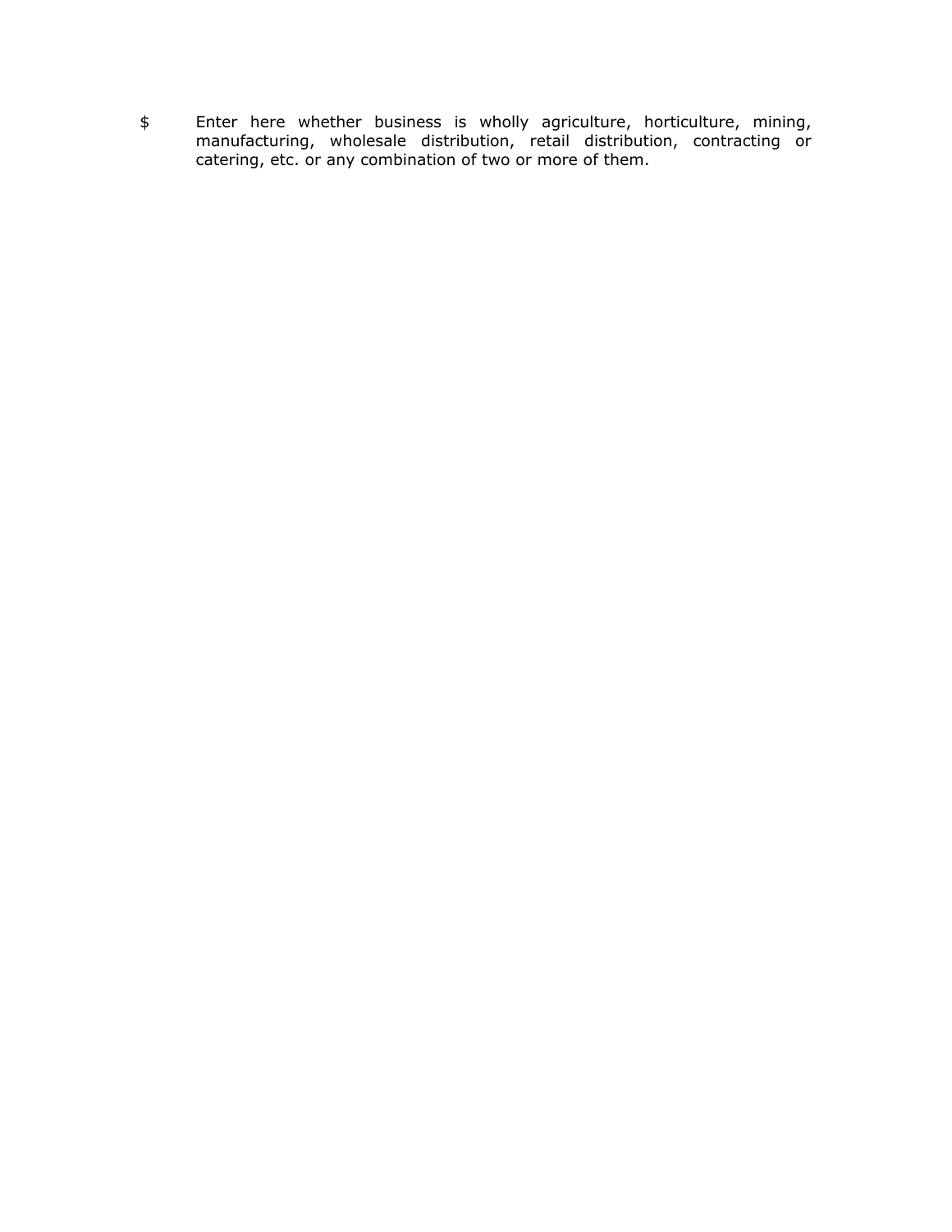$ Enter here whether business is wholly agriculture, horticulture, mining, manufacturing, wholesale distribution, retail distribution, contracting or catering, etc. or any combination of two or more of them.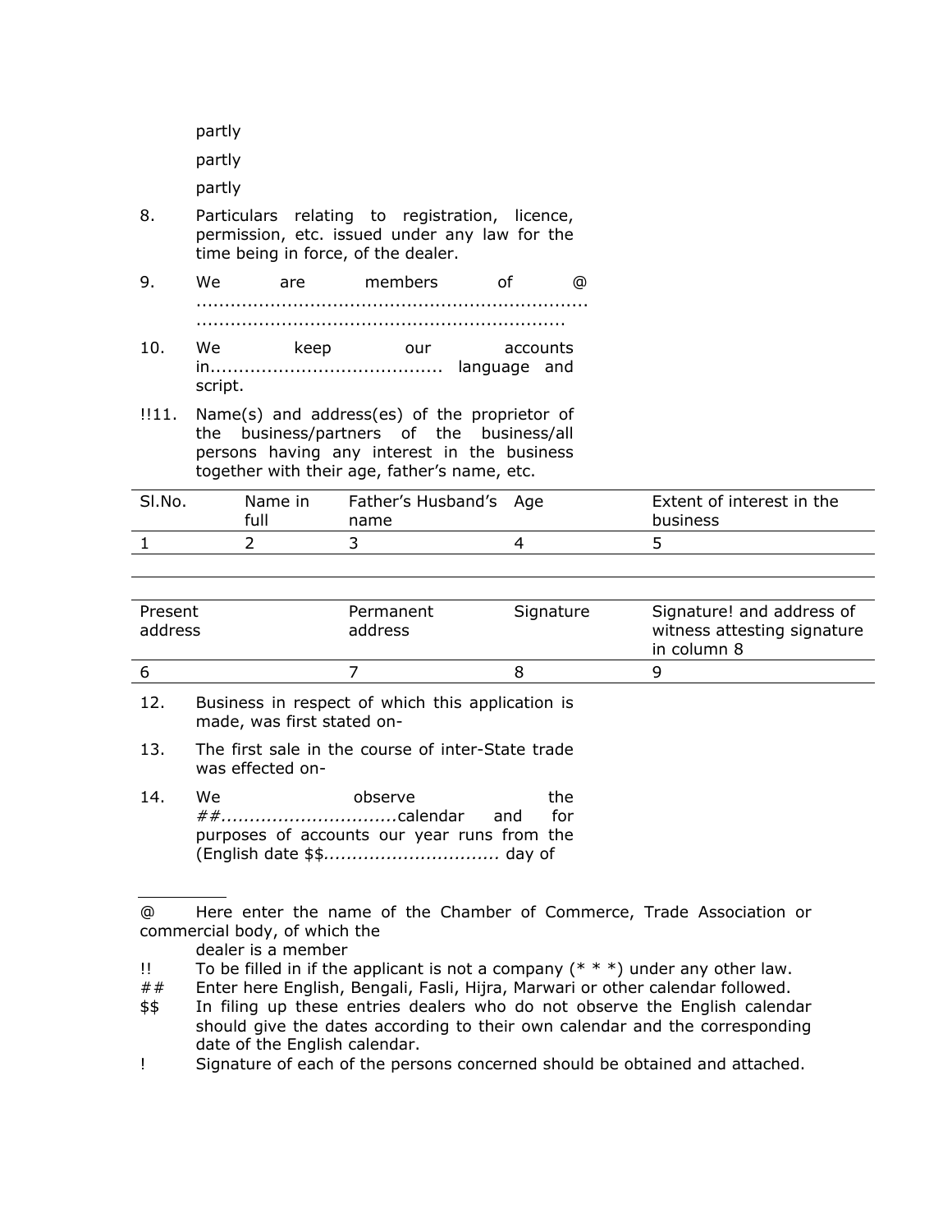partly

partly

partly

8. Particulars relating to registration, licence, permission, etc. issued under any law for the time being in force, of the dealer.

9. We are members of @ ......................................................................................................................................

10. We keep our accounts in........................................ language and script.

!!11. Name(s) and address(es) of the proprietor of the business/partners of the business/all persons having any interest in the business together with their age, father's name, etc.

| Sl.No. | Name in full | Father's Husband's name | Age | Extent of interest in the business |
|---|---|---|---|---|
| 1 | 2 | 3 | 4 | 5 |
| | | | | |

| Present address | Permanent address | Signature | Signature! and address of witness attesting signature in column 8 |
|---|---|---|---|
| 6 | 7 | 8 | 9 |

12. Business in respect of which this application is made, was first stated on-

13. The first sale in the course of inter-State trade was effected on-

14. We observe the ##..............................calendar and for purposes of accounts our year runs from the (English date $$.............................. day of

---

@ Here enter the name of the Chamber of Commerce, Trade Association or commercial body, of which the dealer is a member

!! To be filled in if the applicant is not a company (* * *) under any other law.

## Enter here English, Bengali, Fasli, Hijra, Marwari or other calendar followed.

$$ In filing up these entries dealers who do not observe the English calendar should give the dates according to their own calendar and the corresponding date of the English calendar.

! Signature of each of the persons concerned should be obtained and attached.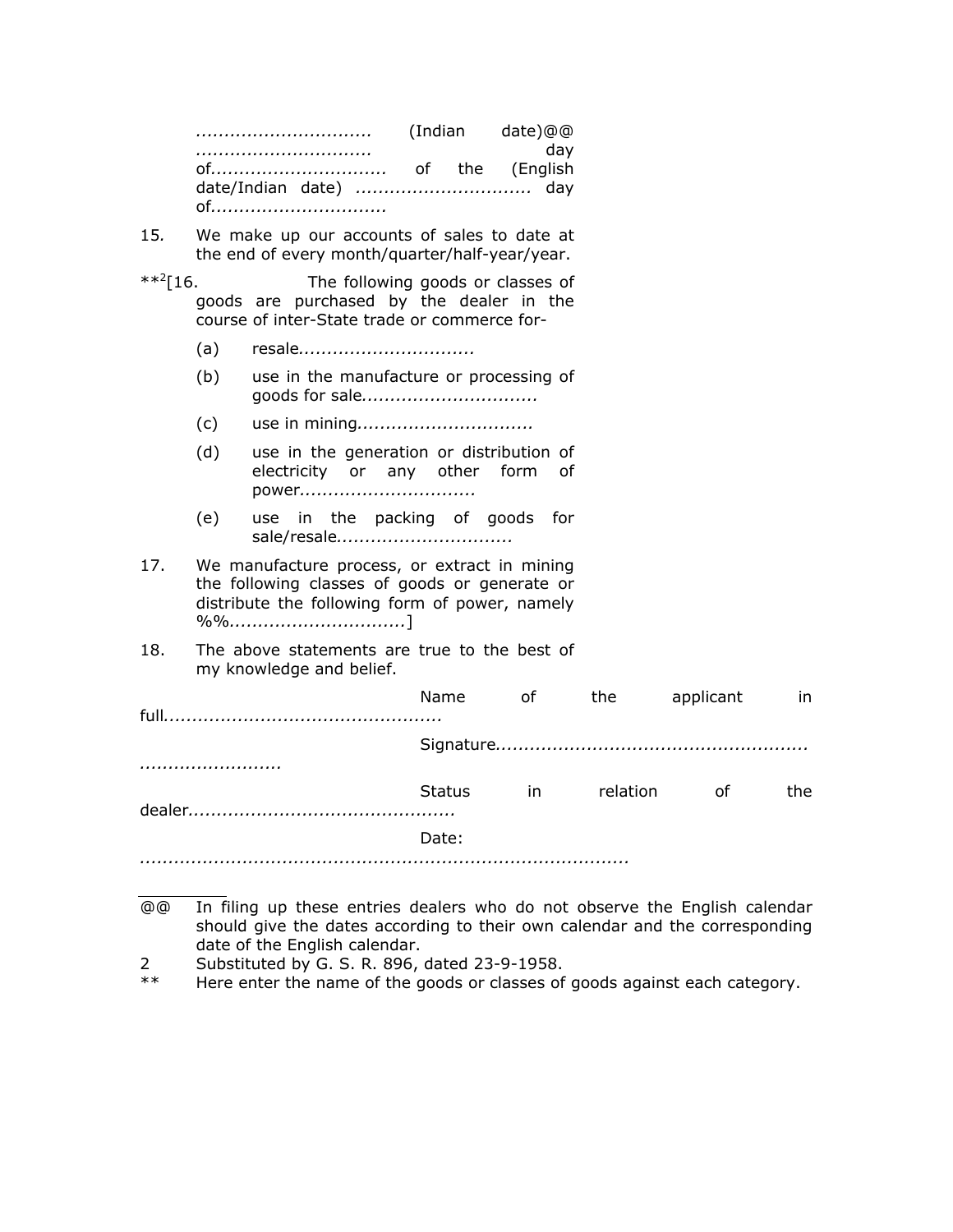.............................. (Indian date)@@ .............................. day of.............................. of the (English date/Indian date) .............................. day of..............................

15. We make up our accounts of sales to date at the end of every month/quarter/half-year/year.

**[2][16. The following goods or classes of goods are purchased by the dealer in the course of inter-State trade or commerce for-

(a) resale..............................

(b) use in the manufacture or processing of goods for sale..............................

(c) use in mining..............................

(d) use in the generation or distribution of electricity or any other form of power..............................

(e) use in the packing of goods for sale/resale..............................

17. We manufacture process, or extract in mining the following classes of goods or generate or distribute the following form of power, namely %%..............................]

18. The above statements are true to the best of my knowledge and belief.

Name of the applicant in full................................................

Signature.........................................................................

Status in relation of the dealer..............................................

Date: ....................................................................................

---

@@ In filing up these entries dealers who do not observe the English calendar should give the dates according to their own calendar and the corresponding date of the English calendar.

2 Substituted by G. S. R. 896, dated 23-9-1958.

** Here enter the name of the goods or classes of goods against each category.